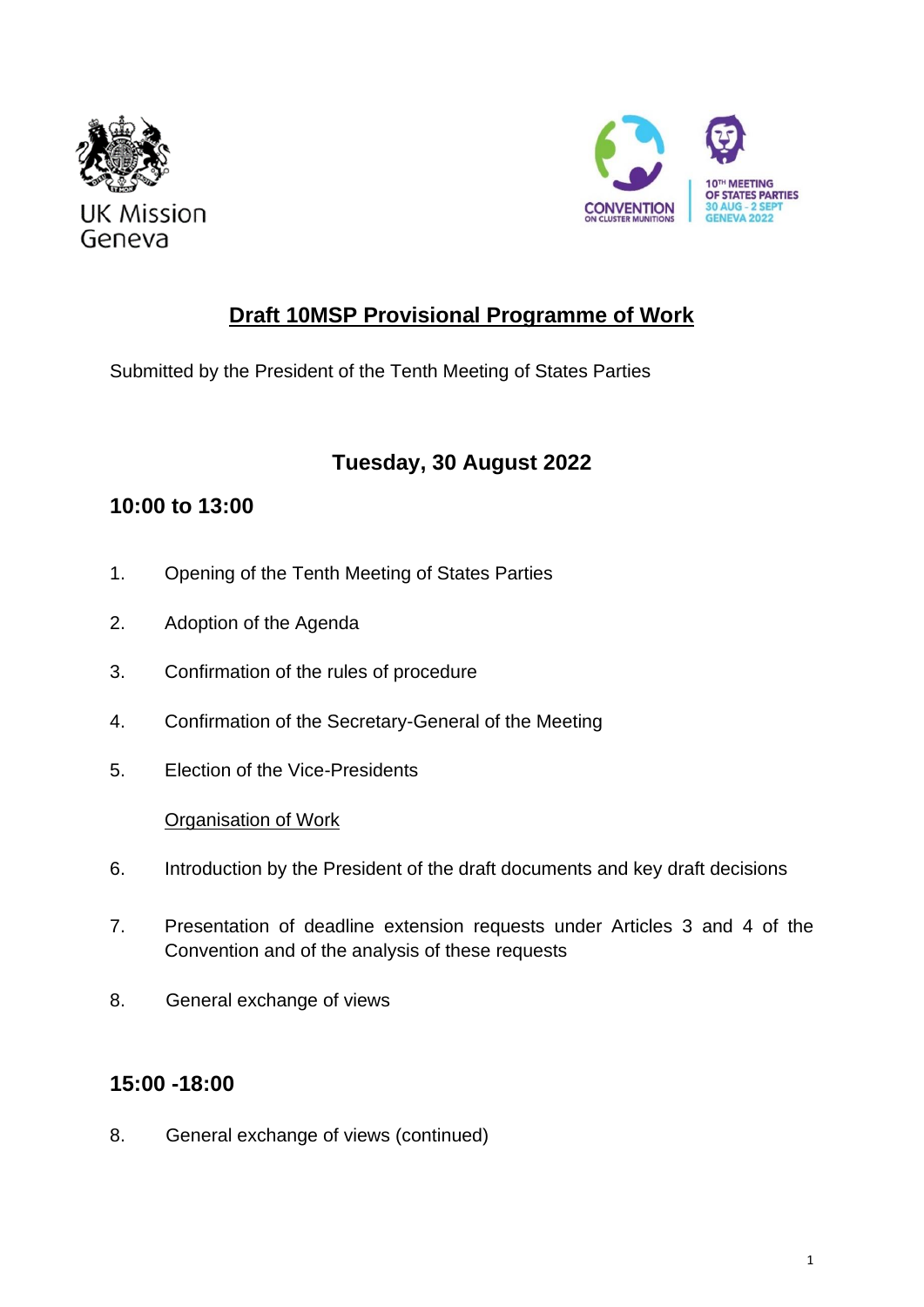UK Mission Geneva

CONVENTION ON CLUSTER MUNITIONS

10TH MEETING OF STATES PARTIES 30 AUG - 2 SEPT GENEVA 2022

# Draft 10MSP Provisional Programme of Work

Submitted by the President of the Tenth Meeting of States Parties

## Tuesday, 30 August 2022

### 10:00 to 13:00

1. Opening of the Tenth Meeting of States Parties

2. Adoption of the Agenda

3. Confirmation of the rules of procedure

4. Confirmation of the Secretary-General of the Meeting

5. Election of the Vice-Presidents

Organisation of Work

6. Introduction by the President of the draft documents and key draft decisions

7. Presentation of deadline extension requests under Articles 3 and 4 of the Convention and of the analysis of these requests

8. General exchange of views

### 15:00 -18:00

8. General exchange of views (continued)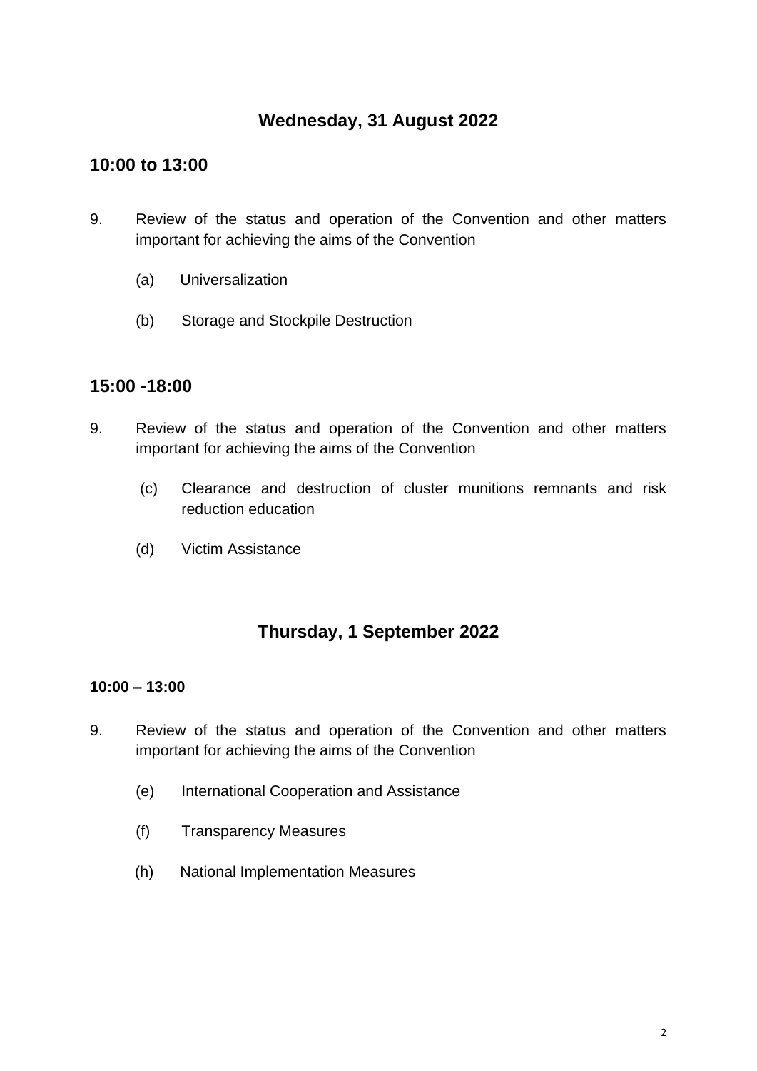## Wednesday, 31 August 2022

### 10:00 to 13:00

9. Review of the status and operation of the Convention and other matters important for achieving the aims of the Convention

   (a) Universalization

   (b) Storage and Stockpile Destruction

### 15:00 -18:00

9. Review of the status and operation of the Convention and other matters important for achieving the aims of the Convention

   (c) Clearance and destruction of cluster munitions remnants and risk reduction education

   (d) Victim Assistance

## Thursday, 1 September 2022

**10:00 – 13:00**

9. Review of the status and operation of the Convention and other matters important for achieving the aims of the Convention

   (e) International Cooperation and Assistance

   (f) Transparency Measures

   (h) National Implementation Measures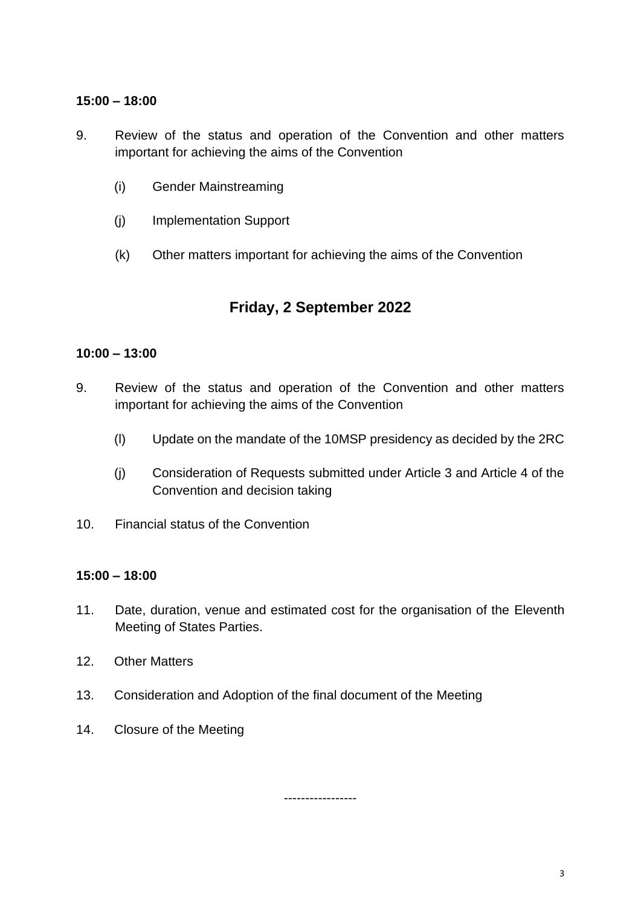**15:00 – 18:00**

9. Review of the status and operation of the Convention and other matters important for achieving the aims of the Convention

   (i) Gender Mainstreaming

   (j) Implementation Support

   (k) Other matters important for achieving the aims of the Convention

## Friday, 2 September 2022

**10:00 – 13:00**

9. Review of the status and operation of the Convention and other matters important for achieving the aims of the Convention

   (l) Update on the mandate of the 10MSP presidency as decided by the 2RC

   (j) Consideration of Requests submitted under Article 3 and Article 4 of the Convention and decision taking

10. Financial status of the Convention

**15:00 – 18:00**

11. Date, duration, venue and estimated cost for the organisation of the Eleventh Meeting of States Parties.

12. Other Matters

13. Consideration and Adoption of the final document of the Meeting

14. Closure of the Meeting

-----------------